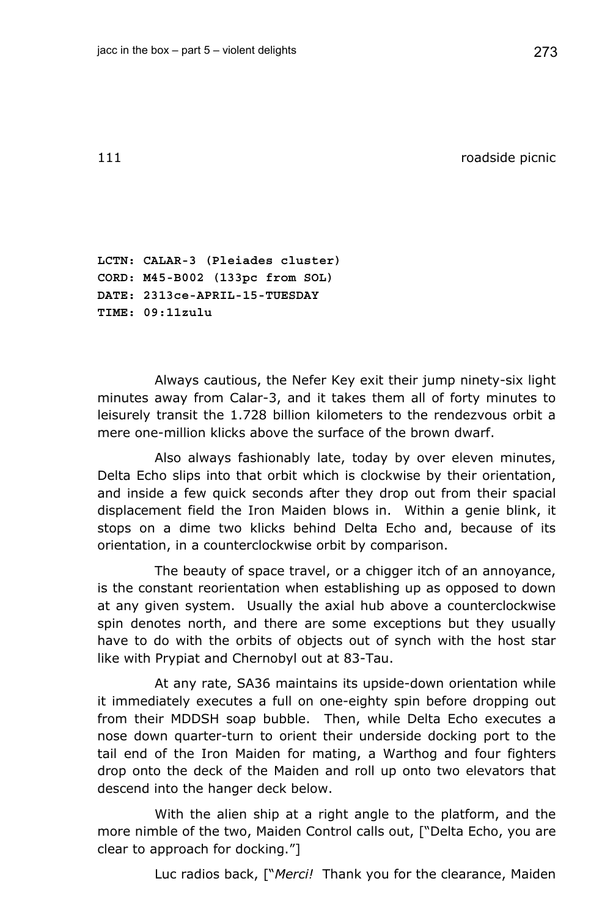## 111 roadside picnic

**LCTN: CALAR-3 (Pleiades cluster)**
**CORD: M45-B002 (133pc from SOL)**
**DATE: 2313ce-APRIL-15-TUESDAY**
**TIME: 09:11zulu**

Always cautious, the Nefer Key exit their jump ninety-six light minutes away from Calar-3, and it takes them all of forty minutes to leisurely transit the 1.728 billion kilometers to the rendezvous orbit a mere one-million klicks above the surface of the brown dwarf.

Also always fashionably late, today by over eleven minutes, Delta Echo slips into that orbit which is clockwise by their orientation, and inside a few quick seconds after they drop out from their spacial displacement field the Iron Maiden blows in. Within a genie blink, it stops on a dime two klicks behind Delta Echo and, because of its orientation, in a counterclockwise orbit by comparison.

The beauty of space travel, or a chigger itch of an annoyance, is the constant reorientation when establishing up as opposed to down at any given system. Usually the axial hub above a counterclockwise spin denotes north, and there are some exceptions but they usually have to do with the orbits of objects out of synch with the host star like with Prypiat and Chernobyl out at 83-Tau.

At any rate, SA36 maintains its upside-down orientation while it immediately executes a full on one-eighty spin before dropping out from their MDDSH soap bubble. Then, while Delta Echo executes a nose down quarter-turn to orient their underside docking port to the tail end of the Iron Maiden for mating, a Warthog and four fighters drop onto the deck of the Maiden and roll up onto two elevators that descend into the hanger deck below.

With the alien ship at a right angle to the platform, and the more nimble of the two, Maiden Control calls out, ["Delta Echo, you are clear to approach for docking."]

Luc radios back, ["*Merci!* Thank you for the clearance, Maiden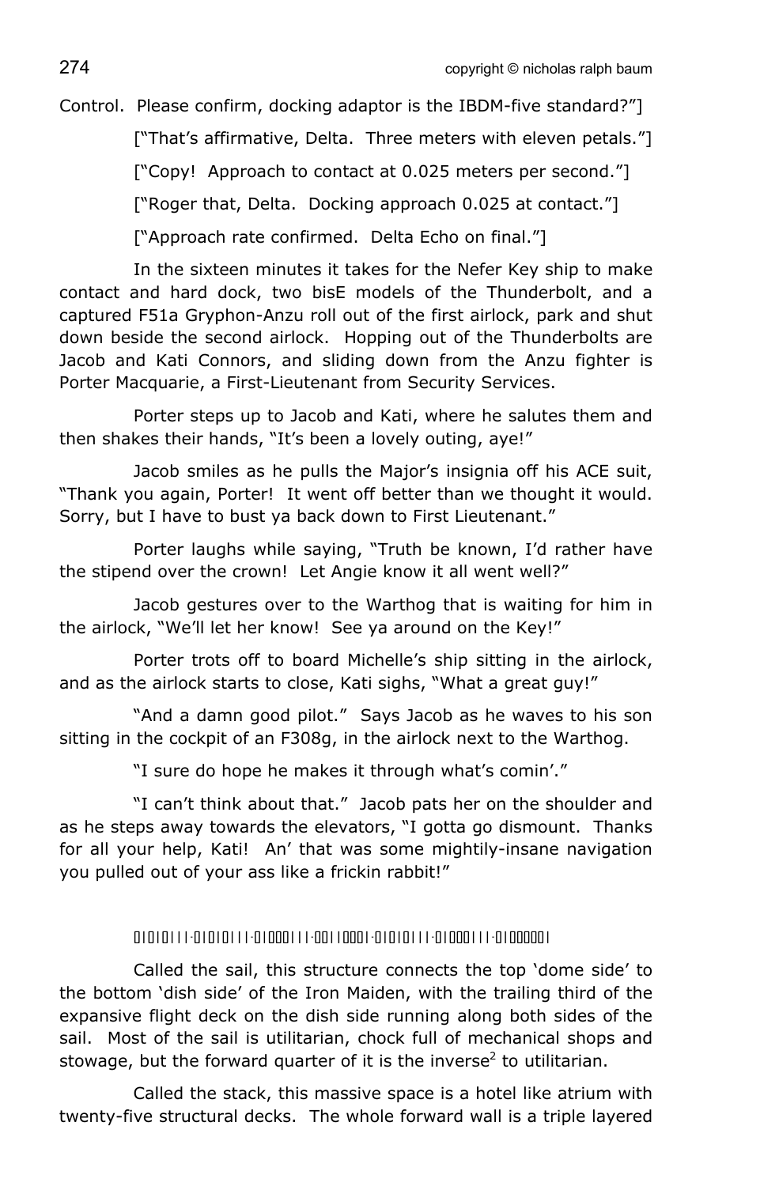Control. Please confirm, docking adaptor is the IBDM-five standard?"]

["That's affirmative, Delta. Three meters with eleven petals."]

["Copy! Approach to contact at 0.025 meters per second."]

["Roger that, Delta. Docking approach 0.025 at contact."]

["Approach rate confirmed. Delta Echo on final."]

In the sixteen minutes it takes for the Nefer Key ship to make contact and hard dock, two bisE models of the Thunderbolt, and a captured F51a Gryphon-Anzu roll out of the first airlock, park and shut down beside the second airlock. Hopping out of the Thunderbolts are Jacob and Kati Connors, and sliding down from the Anzu fighter is Porter Macquarie, a First-Lieutenant from Security Services.

Porter steps up to Jacob and Kati, where he salutes them and then shakes their hands, "It's been a lovely outing, aye!"

Jacob smiles as he pulls the Major's insignia off his ACE suit, "Thank you again, Porter! It went off better than we thought it would. Sorry, but I have to bust ya back down to First Lieutenant."

Porter laughs while saying, "Truth be known, I'd rather have the stipend over the crown! Let Angie know it all went well?"

Jacob gestures over to the Warthog that is waiting for him in the airlock, "We'll let her know! See ya around on the Key!"

Porter trots off to board Michelle's ship sitting in the airlock, and as the airlock starts to close, Kati sighs, "What a great guy!"

"And a damn good pilot." Says Jacob as he waves to his son sitting in the cockpit of an F308g, in the airlock next to the Warthog.

"I sure do hope he makes it through what's comin'."

"I can't think about that." Jacob pats her on the shoulder and as he steps away towards the elevators, "I gotta go dismount. Thanks for all your help, Kati! An' that was some mightily-insane navigation you pulled out of your ass like a frickin rabbit!"

01010111·01010111·01000111·00110001·01010111·01000111·01000001

Called the sail, this structure connects the top 'dome side' to the bottom 'dish side' of the Iron Maiden, with the trailing third of the expansive flight deck on the dish side running along both sides of the sail. Most of the sail is utilitarian, chock full of mechanical shops and stowage, but the forward quarter of it is the inverse[2] to utilitarian.

Called the stack, this massive space is a hotel like atrium with twenty-five structural decks. The whole forward wall is a triple layered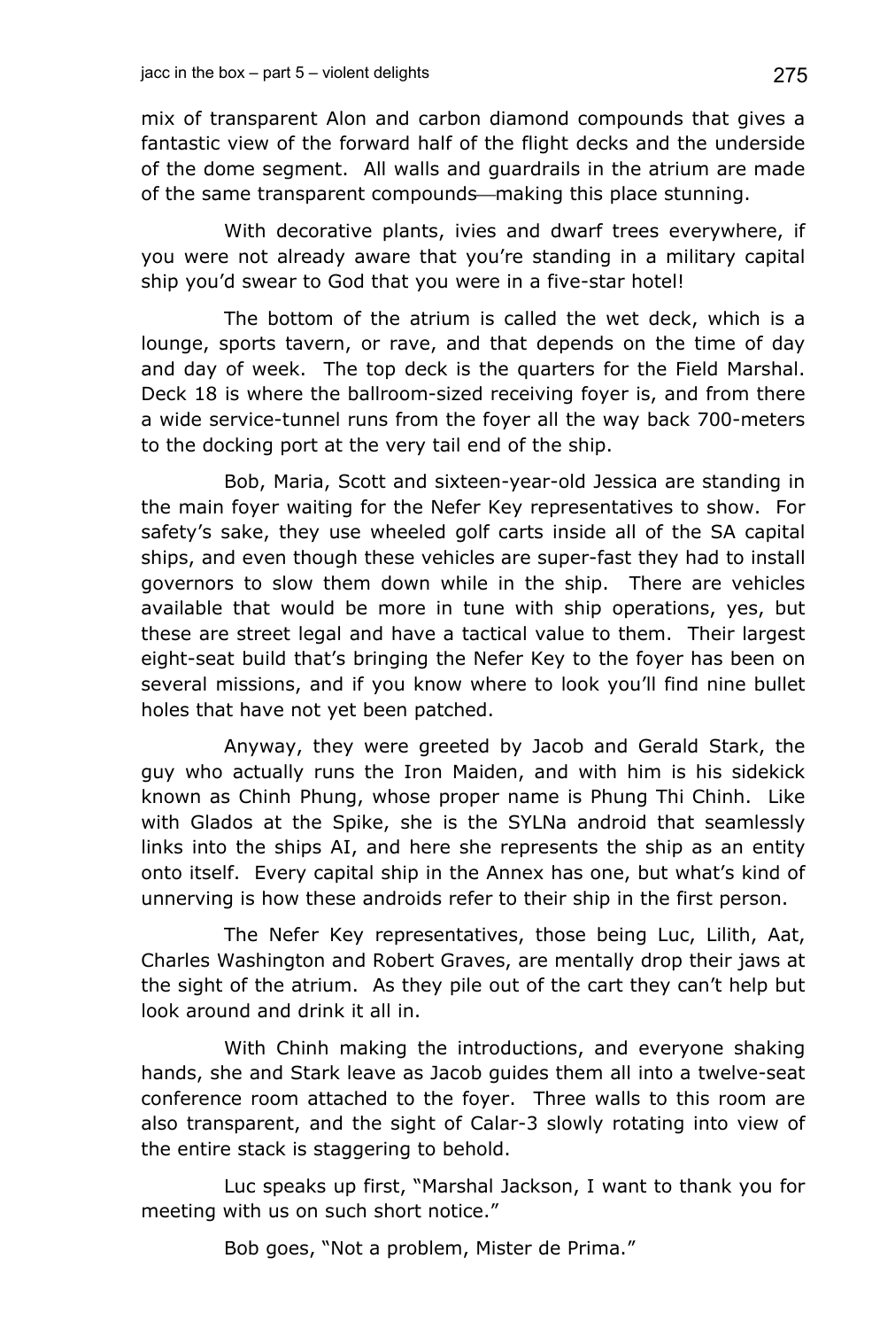mix of transparent Alon and carbon diamond compounds that gives a fantastic view of the forward half of the flight decks and the underside of the dome segment. All walls and guardrails in the atrium are made of the same transparent compounds—making this place stunning.

With decorative plants, ivies and dwarf trees everywhere, if you were not already aware that you're standing in a military capital ship you'd swear to God that you were in a five-star hotel!

The bottom of the atrium is called the wet deck, which is a lounge, sports tavern, or rave, and that depends on the time of day and day of week. The top deck is the quarters for the Field Marshal. Deck 18 is where the ballroom-sized receiving foyer is, and from there a wide service-tunnel runs from the foyer all the way back 700-meters to the docking port at the very tail end of the ship.

Bob, Maria, Scott and sixteen-year-old Jessica are standing in the main foyer waiting for the Nefer Key representatives to show. For safety's sake, they use wheeled golf carts inside all of the SA capital ships, and even though these vehicles are super-fast they had to install governors to slow them down while in the ship. There are vehicles available that would be more in tune with ship operations, yes, but these are street legal and have a tactical value to them. Their largest eight-seat build that's bringing the Nefer Key to the foyer has been on several missions, and if you know where to look you'll find nine bullet holes that have not yet been patched.

Anyway, they were greeted by Jacob and Gerald Stark, the guy who actually runs the Iron Maiden, and with him is his sidekick known as Chinh Phung, whose proper name is Phung Thi Chinh. Like with Glados at the Spike, she is the SYLNa android that seamlessly links into the ships AI, and here she represents the ship as an entity onto itself. Every capital ship in the Annex has one, but what's kind of unnerving is how these androids refer to their ship in the first person.

The Nefer Key representatives, those being Luc, Lilith, Aat, Charles Washington and Robert Graves, are mentally drop their jaws at the sight of the atrium. As they pile out of the cart they can't help but look around and drink it all in.

With Chinh making the introductions, and everyone shaking hands, she and Stark leave as Jacob guides them all into a twelve-seat conference room attached to the foyer. Three walls to this room are also transparent, and the sight of Calar-3 slowly rotating into view of the entire stack is staggering to behold.

Luc speaks up first, "Marshal Jackson, I want to thank you for meeting with us on such short notice."

Bob goes, "Not a problem, Mister de Prima."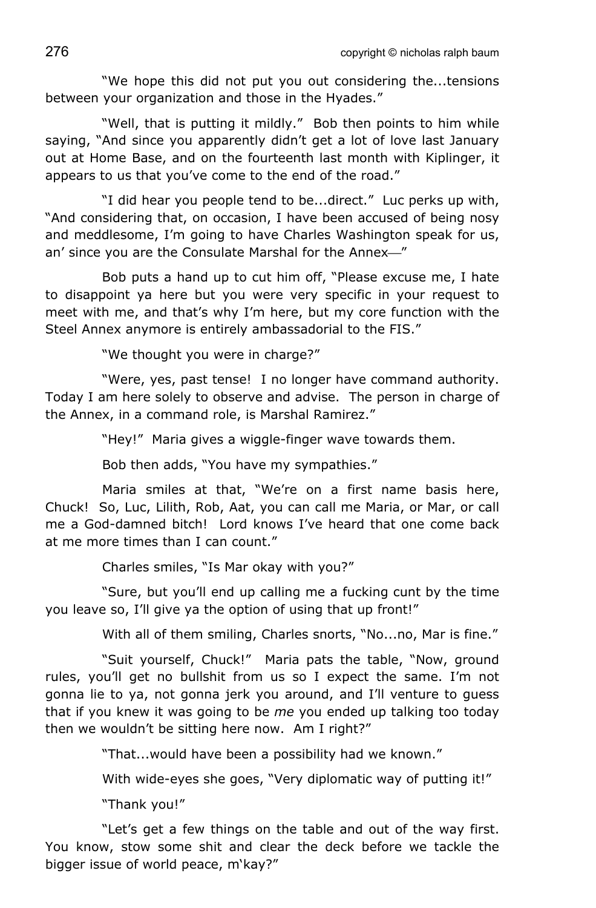"We hope this did not put you out considering the...tensions between your organization and those in the Hyades."

"Well, that is putting it mildly." Bob then points to him while saying, "And since you apparently didn't get a lot of love last January out at Home Base, and on the fourteenth last month with Kiplinger, it appears to us that you've come to the end of the road."

"I did hear you people tend to be...direct." Luc perks up with, "And considering that, on occasion, I have been accused of being nosy and meddlesome, I'm going to have Charles Washington speak for us, an' since you are the Consulate Marshal for the Annex—"

Bob puts a hand up to cut him off, "Please excuse me, I hate to disappoint ya here but you were very specific in your request to meet with me, and that's why I'm here, but my core function with the Steel Annex anymore is entirely ambassadorial to the FIS."

"We thought you were in charge?"

"Were, yes, past tense! I no longer have command authority. Today I am here solely to observe and advise. The person in charge of the Annex, in a command role, is Marshal Ramirez."

"Hey!" Maria gives a wiggle-finger wave towards them.

Bob then adds, "You have my sympathies."

Maria smiles at that, "We're on a first name basis here, Chuck! So, Luc, Lilith, Rob, Aat, you can call me Maria, or Mar, or call me a God-damned bitch! Lord knows I've heard that one come back at me more times than I can count."

Charles smiles, "Is Mar okay with you?"

"Sure, but you'll end up calling me a fucking cunt by the time you leave so, I'll give ya the option of using that up front!"

With all of them smiling, Charles snorts, "No...no, Mar is fine."

"Suit yourself, Chuck!" Maria pats the table, "Now, ground rules, you'll get no bullshit from us so I expect the same. I'm not gonna lie to ya, not gonna jerk you around, and I'll venture to guess that if you knew it was going to be *me* you ended up talking too today then we wouldn't be sitting here now. Am I right?"

"That...would have been a possibility had we known."

With wide-eyes she goes, "Very diplomatic way of putting it!"

"Thank you!"

"Let's get a few things on the table and out of the way first. You know, stow some shit and clear the deck before we tackle the bigger issue of world peace, m'kay?"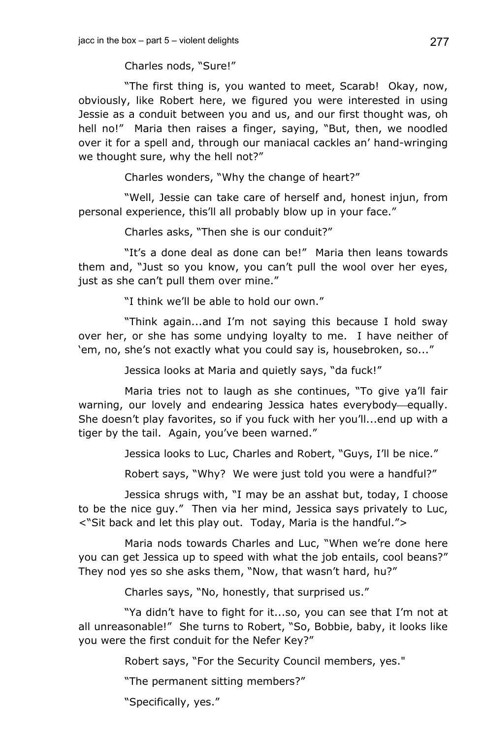Charles nods, "Sure!"

"The first thing is, you wanted to meet, Scarab! Okay, now, obviously, like Robert here, we figured you were interested in using Jessie as a conduit between you and us, and our first thought was, oh hell no!" Maria then raises a finger, saying, "But, then, we noodled over it for a spell and, through our maniacal cackles an' hand-wringing we thought sure, why the hell not?"

Charles wonders, "Why the change of heart?"

"Well, Jessie can take care of herself and, honest injun, from personal experience, this'll all probably blow up in your face."

Charles asks, "Then she is our conduit?"

"It's a done deal as done can be!" Maria then leans towards them and, "Just so you know, you can't pull the wool over her eyes, just as she can't pull them over mine."

"I think we'll be able to hold our own."

"Think again...and I'm not saying this because I hold sway over her, or she has some undying loyalty to me. I have neither of 'em, no, she's not exactly what you could say is, housebroken, so..."

Jessica looks at Maria and quietly says, "da fuck!"

Maria tries not to laugh as she continues, "To give ya'll fair warning, our lovely and endearing Jessica hates everybody—equally. She doesn't play favorites, so if you fuck with her you'll...end up with a tiger by the tail. Again, you've been warned."

Jessica looks to Luc, Charles and Robert, "Guys, I'll be nice."

Robert says, "Why? We were just told you were a handful?"

Jessica shrugs with, "I may be an asshat but, today, I choose to be the nice guy." Then via her mind, Jessica says privately to Luc, <"Sit back and let this play out. Today, Maria is the handful.">

Maria nods towards Charles and Luc, "When we're done here you can get Jessica up to speed with what the job entails, cool beans?" They nod yes so she asks them, "Now, that wasn't hard, hu?"

Charles says, "No, honestly, that surprised us."

"Ya didn't have to fight for it...so, you can see that I'm not at all unreasonable!" She turns to Robert, "So, Bobbie, baby, it looks like you were the first conduit for the Nefer Key?"

Robert says, "For the Security Council members, yes."

"The permanent sitting members?"

"Specifically, yes."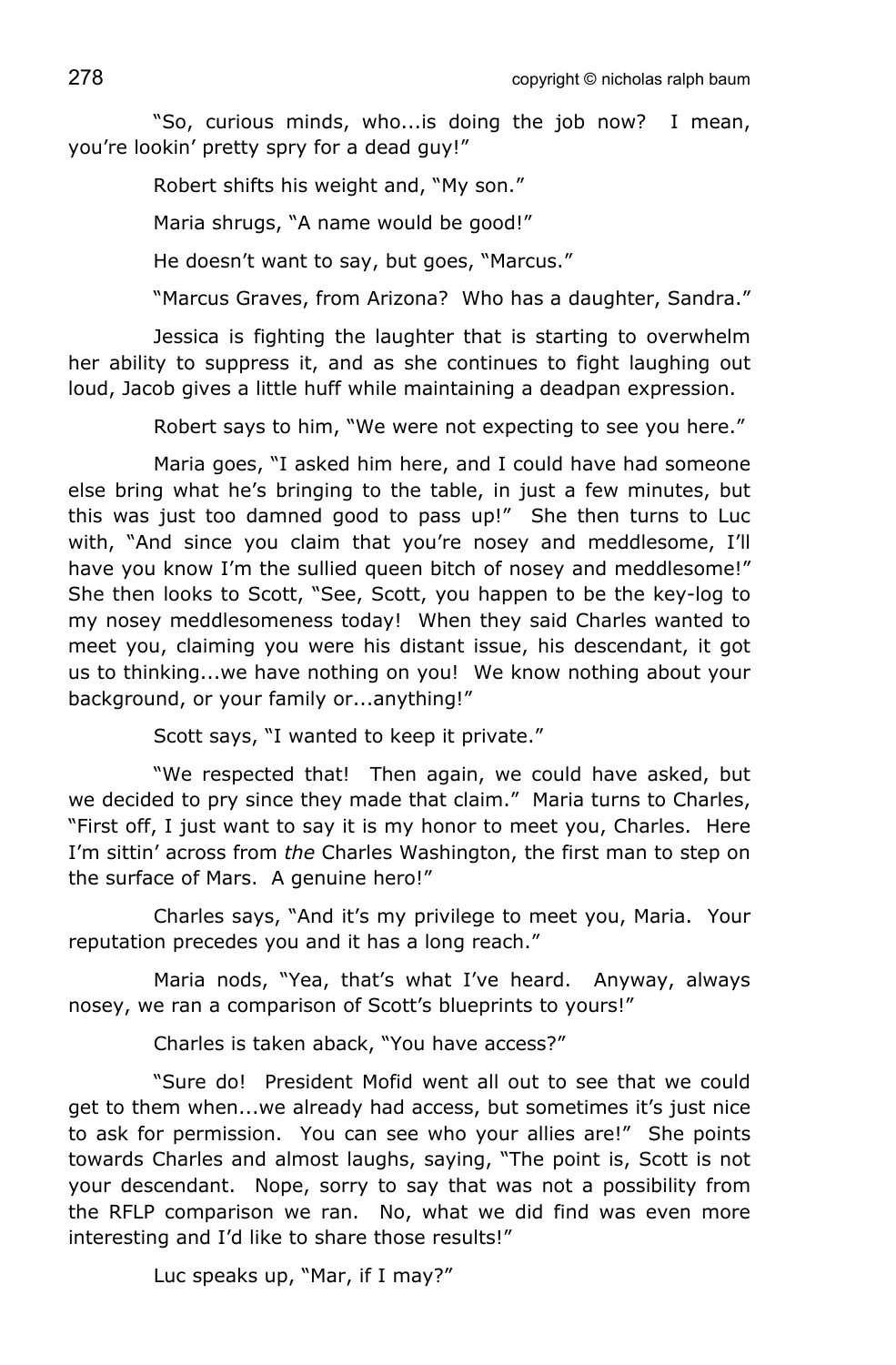"So, curious minds, who...is doing the job now? I mean, you're lookin' pretty spry for a dead guy!"

Robert shifts his weight and, "My son."

Maria shrugs, "A name would be good!"

He doesn't want to say, but goes, "Marcus."

"Marcus Graves, from Arizona? Who has a daughter, Sandra."

Jessica is fighting the laughter that is starting to overwhelm her ability to suppress it, and as she continues to fight laughing out loud, Jacob gives a little huff while maintaining a deadpan expression.

Robert says to him, "We were not expecting to see you here."

Maria goes, "I asked him here, and I could have had someone else bring what he's bringing to the table, in just a few minutes, but this was just too damned good to pass up!" She then turns to Luc with, "And since you claim that you're nosey and meddlesome, I'll have you know I'm the sullied queen bitch of nosey and meddlesome!" She then looks to Scott, "See, Scott, you happen to be the key-log to my nosey meddlesomeness today! When they said Charles wanted to meet you, claiming you were his distant issue, his descendant, it got us to thinking...we have nothing on you! We know nothing about your background, or your family or...anything!"

Scott says, "I wanted to keep it private."

"We respected that! Then again, we could have asked, but we decided to pry since they made that claim." Maria turns to Charles, "First off, I just want to say it is my honor to meet you, Charles. Here I'm sittin' across from *the* Charles Washington, the first man to step on the surface of Mars. A genuine hero!"

Charles says, "And it's my privilege to meet you, Maria. Your reputation precedes you and it has a long reach."

Maria nods, "Yea, that's what I've heard. Anyway, always nosey, we ran a comparison of Scott's blueprints to yours!"

Charles is taken aback, "You have access?"

"Sure do! President Mofid went all out to see that we could get to them when...we already had access, but sometimes it's just nice to ask for permission. You can see who your allies are!" She points towards Charles and almost laughs, saying, "The point is, Scott is not your descendant. Nope, sorry to say that was not a possibility from the RFLP comparison we ran. No, what we did find was even more interesting and I'd like to share those results!"

Luc speaks up, "Mar, if I may?"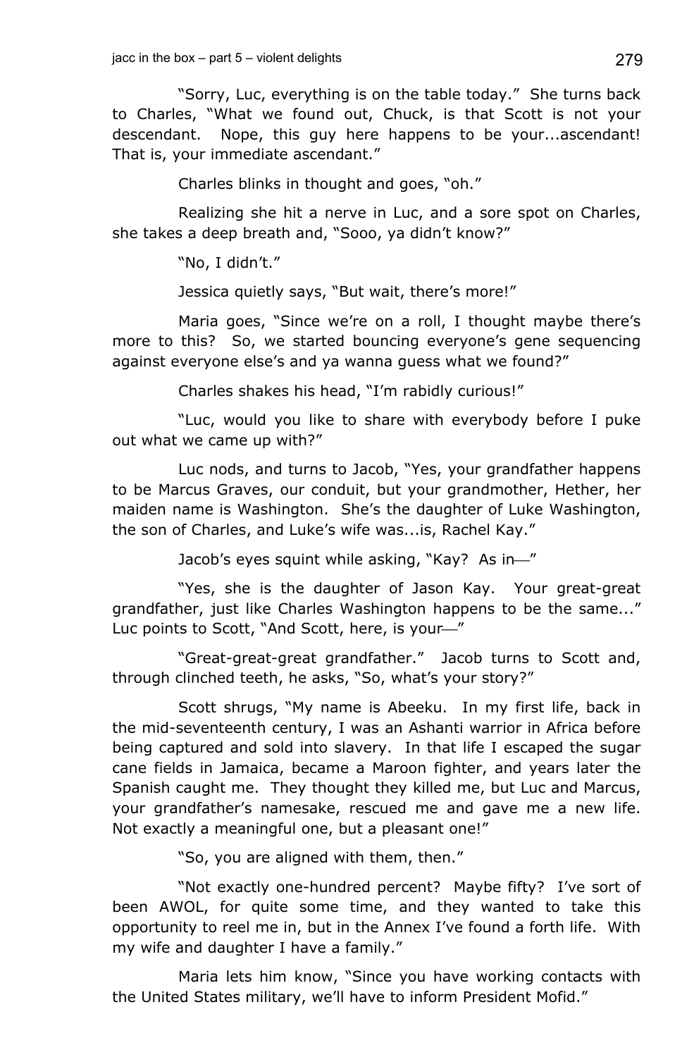"Sorry, Luc, everything is on the table today." She turns back to Charles, "What we found out, Chuck, is that Scott is not your descendant. Nope, this guy here happens to be your...ascendant! That is, your immediate ascendant."

Charles blinks in thought and goes, "oh."

Realizing she hit a nerve in Luc, and a sore spot on Charles, she takes a deep breath and, "Sooo, ya didn't know?"

"No, I didn't."

Jessica quietly says, "But wait, there's more!"

Maria goes, "Since we're on a roll, I thought maybe there's more to this? So, we started bouncing everyone's gene sequencing against everyone else's and ya wanna guess what we found?"

Charles shakes his head, "I'm rabidly curious!"

"Luc, would you like to share with everybody before I puke out what we came up with?"

Luc nods, and turns to Jacob, "Yes, your grandfather happens to be Marcus Graves, our conduit, but your grandmother, Hether, her maiden name is Washington. She's the daughter of Luke Washington, the son of Charles, and Luke's wife was...is, Rachel Kay."

Jacob's eyes squint while asking, "Kay? As in—"

"Yes, she is the daughter of Jason Kay. Your great-great grandfather, just like Charles Washington happens to be the same..." Luc points to Scott, "And Scott, here, is your—"

"Great-great-great grandfather." Jacob turns to Scott and, through clinched teeth, he asks, "So, what's your story?"

Scott shrugs, "My name is Abeeku. In my first life, back in the mid-seventeenth century, I was an Ashanti warrior in Africa before being captured and sold into slavery. In that life I escaped the sugar cane fields in Jamaica, became a Maroon fighter, and years later the Spanish caught me. They thought they killed me, but Luc and Marcus, your grandfather's namesake, rescued me and gave me a new life. Not exactly a meaningful one, but a pleasant one!"

"So, you are aligned with them, then."

"Not exactly one-hundred percent? Maybe fifty? I've sort of been AWOL, for quite some time, and they wanted to take this opportunity to reel me in, but in the Annex I've found a forth life. With my wife and daughter I have a family."

Maria lets him know, "Since you have working contacts with the United States military, we'll have to inform President Mofid."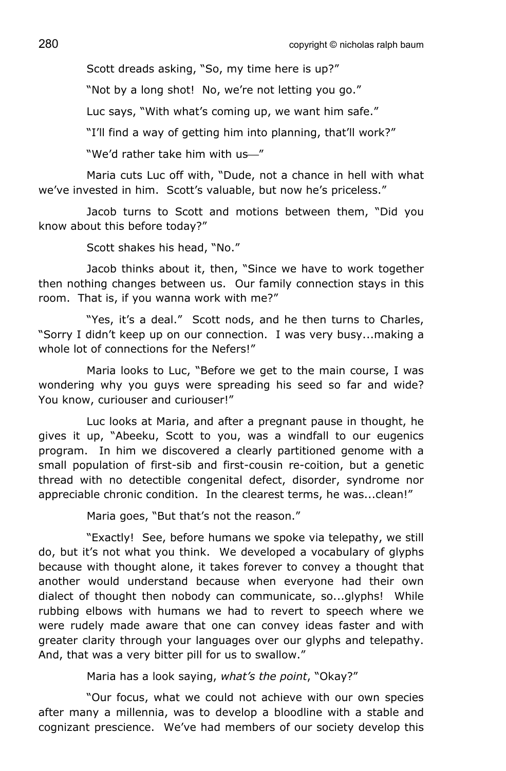Scott dreads asking, "So, my time here is up?"

"Not by a long shot! No, we're not letting you go."

Luc says, "With what's coming up, we want him safe."

"I'll find a way of getting him into planning, that'll work?"

"We'd rather take him with us—"

Maria cuts Luc off with, "Dude, not a chance in hell with what we've invested in him. Scott's valuable, but now he's priceless."

Jacob turns to Scott and motions between them, "Did you know about this before today?"

Scott shakes his head, "No."

Jacob thinks about it, then, "Since we have to work together then nothing changes between us. Our family connection stays in this room. That is, if you wanna work with me?"

"Yes, it's a deal." Scott nods, and he then turns to Charles, "Sorry I didn't keep up on our connection. I was very busy...making a whole lot of connections for the Nefers!"

Maria looks to Luc, "Before we get to the main course, I was wondering why you guys were spreading his seed so far and wide? You know, curiouser and curiouser!"

Luc looks at Maria, and after a pregnant pause in thought, he gives it up, "Abeeku, Scott to you, was a windfall to our eugenics program. In him we discovered a clearly partitioned genome with a small population of first-sib and first-cousin re-coition, but a genetic thread with no detectible congenital defect, disorder, syndrome nor appreciable chronic condition. In the clearest terms, he was...clean!"

Maria goes, "But that's not the reason."

"Exactly! See, before humans we spoke via telepathy, we still do, but it's not what you think. We developed a vocabulary of glyphs because with thought alone, it takes forever to convey a thought that another would understand because when everyone had their own dialect of thought then nobody can communicate, so...glyphs! While rubbing elbows with humans we had to revert to speech where we were rudely made aware that one can convey ideas faster and with greater clarity through your languages over our glyphs and telepathy. And, that was a very bitter pill for us to swallow."

Maria has a look saying, *what's the point*, "Okay?"

"Our focus, what we could not achieve with our own species after many a millennia, was to develop a bloodline with a stable and cognizant prescience. We've had members of our society develop this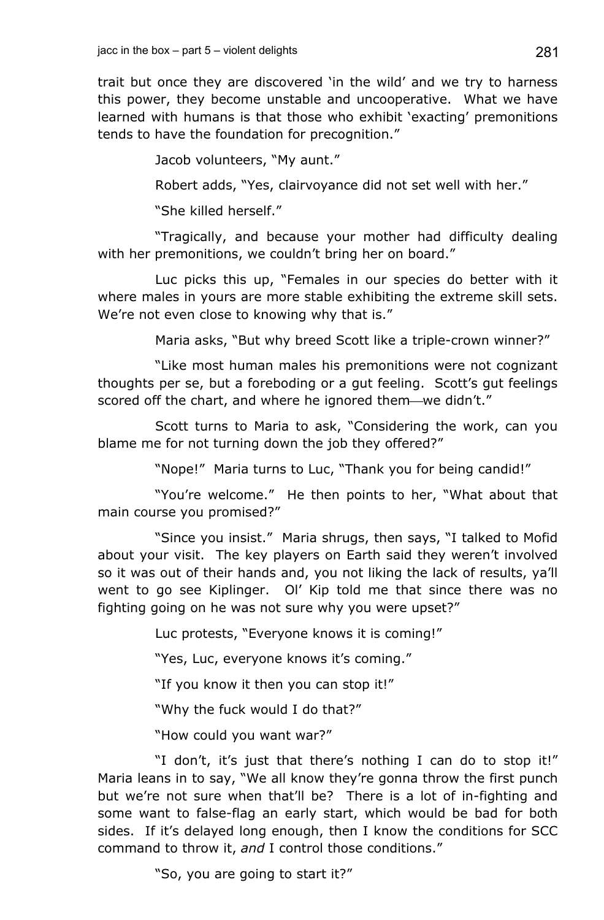trait but once they are discovered 'in the wild' and we try to harness this power, they become unstable and uncooperative. What we have learned with humans is that those who exhibit 'exacting' premonitions tends to have the foundation for precognition."

Jacob volunteers, "My aunt."

Robert adds, "Yes, clairvoyance did not set well with her."

"She killed herself."

"Tragically, and because your mother had difficulty dealing with her premonitions, we couldn't bring her on board."

Luc picks this up, "Females in our species do better with it where males in yours are more stable exhibiting the extreme skill sets. We're not even close to knowing why that is."

Maria asks, "But why breed Scott like a triple-crown winner?"

"Like most human males his premonitions were not cognizant thoughts per se, but a foreboding or a gut feeling. Scott's gut feelings scored off the chart, and where he ignored them—we didn't."

Scott turns to Maria to ask, "Considering the work, can you blame me for not turning down the job they offered?"

"Nope!" Maria turns to Luc, "Thank you for being candid!"

"You're welcome." He then points to her, "What about that main course you promised?"

"Since you insist." Maria shrugs, then says, "I talked to Mofid about your visit. The key players on Earth said they weren't involved so it was out of their hands and, you not liking the lack of results, ya'll went to go see Kiplinger. Ol' Kip told me that since there was no fighting going on he was not sure why you were upset?"

Luc protests, "Everyone knows it is coming!"

"Yes, Luc, everyone knows it's coming."

"If you know it then you can stop it!"

"Why the fuck would I do that?"

"How could you want war?"

"I don't, it's just that there's nothing I can do to stop it!" Maria leans in to say, "We all know they're gonna throw the first punch but we're not sure when that'll be? There is a lot of in-fighting and some want to false-flag an early start, which would be bad for both sides. If it's delayed long enough, then I know the conditions for SCC command to throw it, *and* I control those conditions."

"So, you are going to start it?"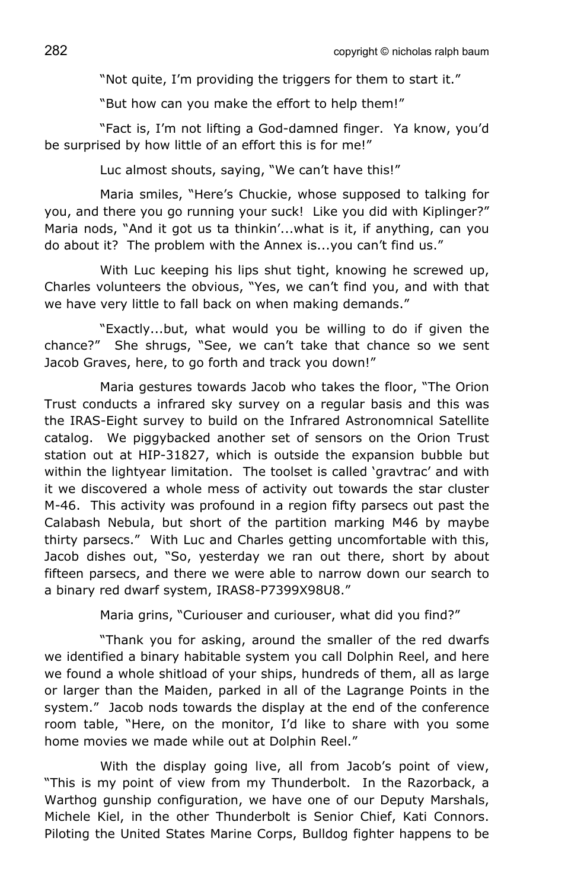"Not quite, I'm providing the triggers for them to start it."

"But how can you make the effort to help them!"

"Fact is, I'm not lifting a God-damned finger. Ya know, you'd be surprised by how little of an effort this is for me!"

Luc almost shouts, saying, "We can't have this!"

Maria smiles, "Here's Chuckie, whose supposed to talking for you, and there you go running your suck! Like you did with Kiplinger?" Maria nods, "And it got us ta thinkin'...what is it, if anything, can you do about it? The problem with the Annex is...you can't find us."

With Luc keeping his lips shut tight, knowing he screwed up, Charles volunteers the obvious, "Yes, we can't find you, and with that we have very little to fall back on when making demands."

"Exactly...but, what would you be willing to do if given the chance?" She shrugs, "See, we can't take that chance so we sent Jacob Graves, here, to go forth and track you down!"

Maria gestures towards Jacob who takes the floor, "The Orion Trust conducts a infrared sky survey on a regular basis and this was the IRAS-Eight survey to build on the Infrared Astronomnical Satellite catalog. We piggybacked another set of sensors on the Orion Trust station out at HIP-31827, which is outside the expansion bubble but within the lightyear limitation. The toolset is called 'gravtrac' and with it we discovered a whole mess of activity out towards the star cluster M-46. This activity was profound in a region fifty parsecs out past the Calabash Nebula, but short of the partition marking M46 by maybe thirty parsecs." With Luc and Charles getting uncomfortable with this, Jacob dishes out, "So, yesterday we ran out there, short by about fifteen parsecs, and there we were able to narrow down our search to a binary red dwarf system, IRAS8-P7399X98U8."

Maria grins, "Curiouser and curiouser, what did you find?"

"Thank you for asking, around the smaller of the red dwarfs we identified a binary habitable system you call Dolphin Reel, and here we found a whole shitload of your ships, hundreds of them, all as large or larger than the Maiden, parked in all of the Lagrange Points in the system." Jacob nods towards the display at the end of the conference room table, "Here, on the monitor, I'd like to share with you some home movies we made while out at Dolphin Reel."

With the display going live, all from Jacob's point of view, "This is my point of view from my Thunderbolt. In the Razorback, a Warthog gunship configuration, we have one of our Deputy Marshals, Michele Kiel, in the other Thunderbolt is Senior Chief, Kati Connors. Piloting the United States Marine Corps, Bulldog fighter happens to be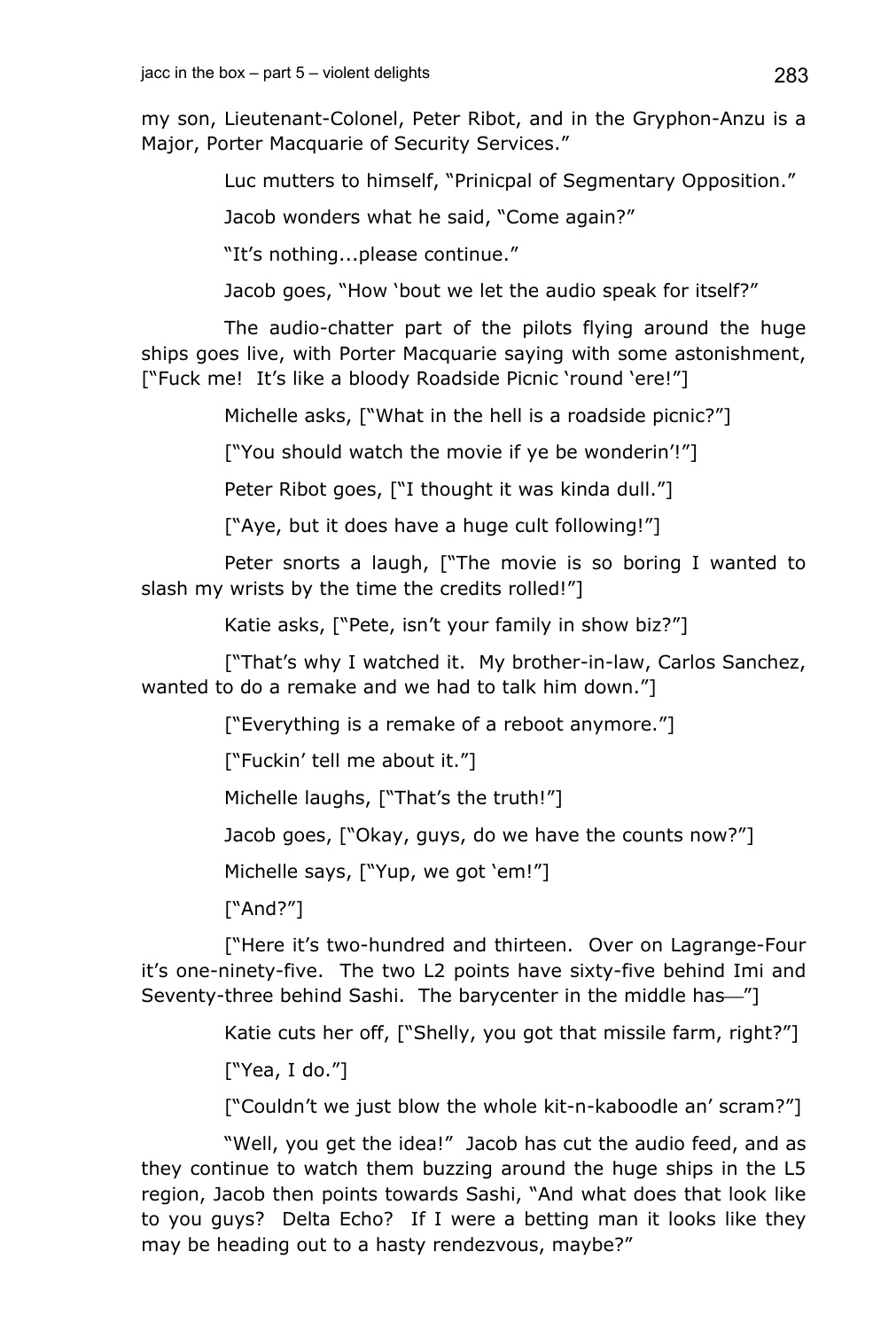my son, Lieutenant-Colonel, Peter Ribot, and in the Gryphon-Anzu is a Major, Porter Macquarie of Security Services."

Luc mutters to himself, "Prinicpal of Segmentary Opposition."

Jacob wonders what he said, "Come again?"

"It's nothing...please continue."

Jacob goes, "How 'bout we let the audio speak for itself?"

The audio-chatter part of the pilots flying around the huge ships goes live, with Porter Macquarie saying with some astonishment, ["Fuck me! It's like a bloody Roadside Picnic 'round 'ere!"]

Michelle asks, ["What in the hell is a roadside picnic?"]

["You should watch the movie if ye be wonderin'!"]

Peter Ribot goes, ["I thought it was kinda dull."]

["Aye, but it does have a huge cult following!"]

Peter snorts a laugh, ["The movie is so boring I wanted to slash my wrists by the time the credits rolled!"]

Katie asks, ["Pete, isn't your family in show biz?"]

["That's why I watched it. My brother-in-law, Carlos Sanchez, wanted to do a remake and we had to talk him down."]

["Everything is a remake of a reboot anymore."]

["Fuckin' tell me about it."]

Michelle laughs, ["That's the truth!"]

Jacob goes, ["Okay, guys, do we have the counts now?"]

Michelle says, ["Yup, we got 'em!"]

["And?"]

["Here it's two-hundred and thirteen. Over on Lagrange-Four it's one-ninety-five. The two L2 points have sixty-five behind Imi and Seventy-three behind Sashi. The barycenter in the middle has—"]

Katie cuts her off, ["Shelly, you got that missile farm, right?"]

["Yea, I do."]

["Couldn't we just blow the whole kit-n-kaboodle an' scram?"]

"Well, you get the idea!" Jacob has cut the audio feed, and as they continue to watch them buzzing around the huge ships in the L5 region, Jacob then points towards Sashi, "And what does that look like to you guys? Delta Echo? If I were a betting man it looks like they may be heading out to a hasty rendezvous, maybe?"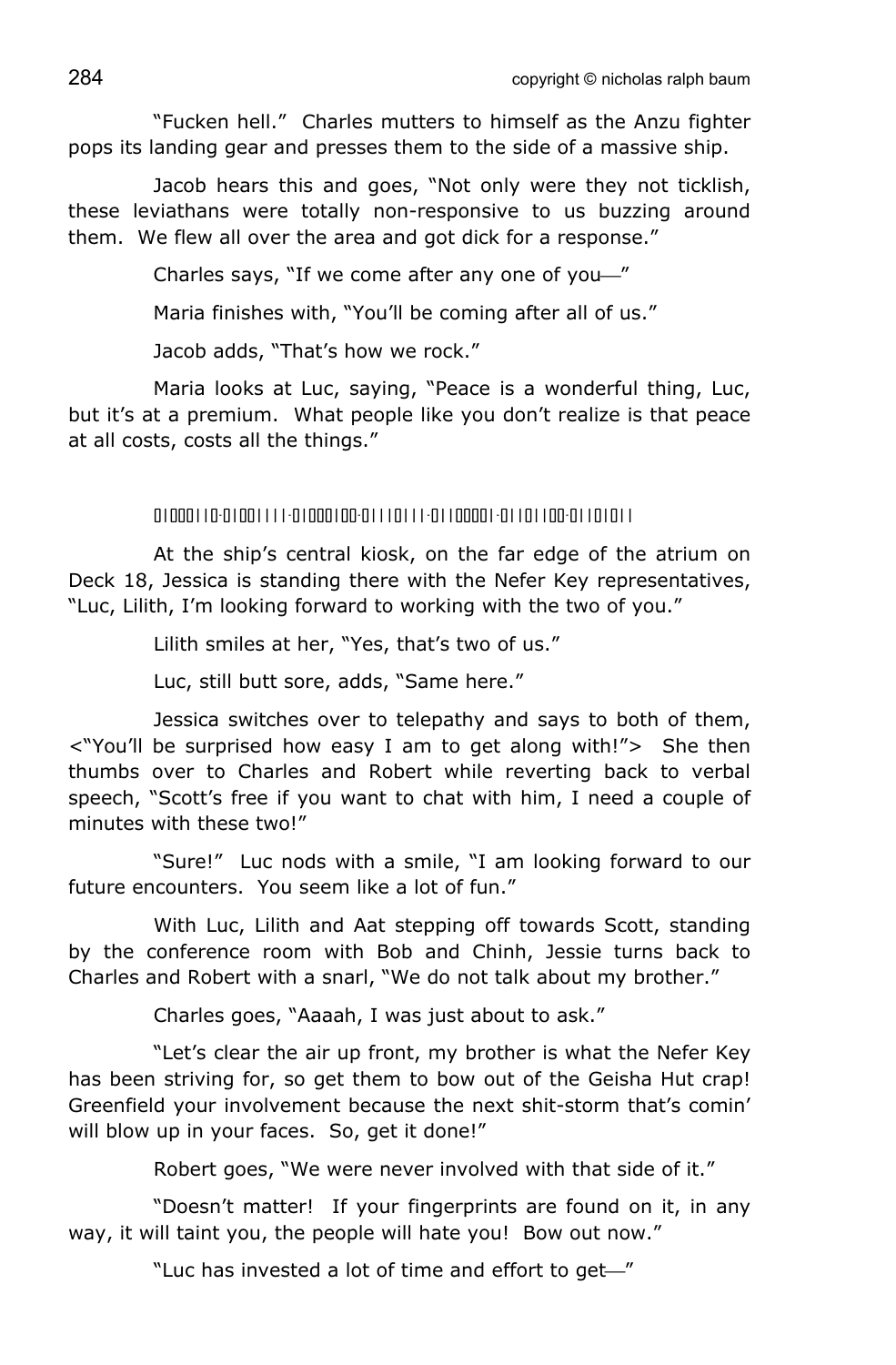"Fucken hell." Charles mutters to himself as the Anzu fighter pops its landing gear and presses them to the side of a massive ship.

Jacob hears this and goes, "Not only were they not ticklish, these leviathans were totally non-responsive to us buzzing around them. We flew all over the area and got dick for a response."

Charles says, "If we come after any one of you—"

Maria finishes with, "You'll be coming after all of us."

Jacob adds, "That's how we rock."

Maria looks at Luc, saying, "Peace is a wonderful thing, Luc, but it's at a premium. What people like you don't realize is that peace at all costs, costs all the things."

01000110·01001111·01000100·01110111·01100001·01101100·01101011

At the ship's central kiosk, on the far edge of the atrium on Deck 18, Jessica is standing there with the Nefer Key representatives, "Luc, Lilith, I'm looking forward to working with the two of you."

Lilith smiles at her, "Yes, that's two of us."

Luc, still butt sore, adds, "Same here."

Jessica switches over to telepathy and says to both of them, <"You'll be surprised how easy I am to get along with!"> She then thumbs over to Charles and Robert while reverting back to verbal speech, "Scott's free if you want to chat with him, I need a couple of minutes with these two!"

"Sure!" Luc nods with a smile, "I am looking forward to our future encounters. You seem like a lot of fun."

With Luc, Lilith and Aat stepping off towards Scott, standing by the conference room with Bob and Chinh, Jessie turns back to Charles and Robert with a snarl, "We do not talk about my brother."

Charles goes, "Aaaah, I was just about to ask."

"Let's clear the air up front, my brother is what the Nefer Key has been striving for, so get them to bow out of the Geisha Hut crap! Greenfield your involvement because the next shit-storm that's comin' will blow up in your faces. So, get it done!"

Robert goes, "We were never involved with that side of it."

"Doesn't matter! If your fingerprints are found on it, in any way, it will taint you, the people will hate you! Bow out now."

"Luc has invested a lot of time and effort to get—"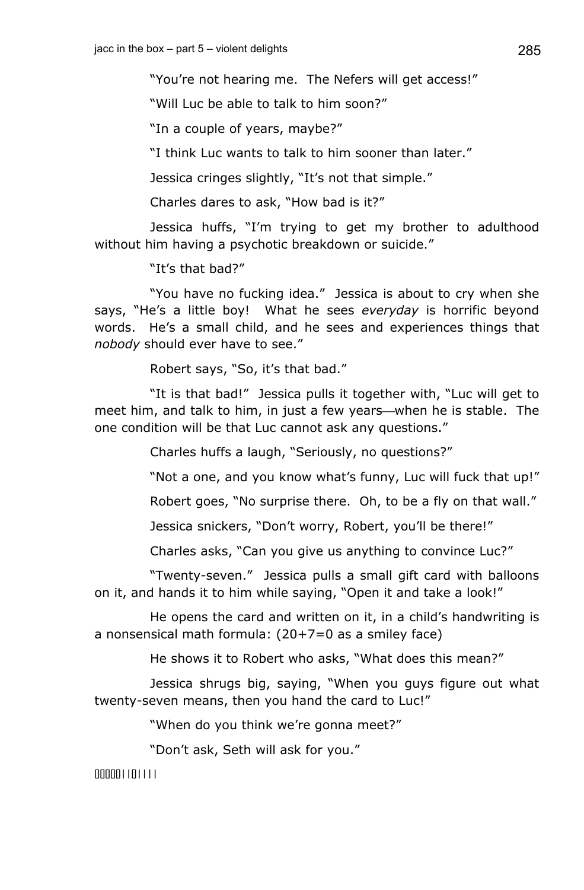"You're not hearing me. The Nefers will get access!"

"Will Luc be able to talk to him soon?"

"In a couple of years, maybe?"

"I think Luc wants to talk to him sooner than later."

Jessica cringes slightly, "It's not that simple."

Charles dares to ask, "How bad is it?"

Jessica huffs, "I'm trying to get my brother to adulthood without him having a psychotic breakdown or suicide."

"It's that bad?"

"You have no fucking idea." Jessica is about to cry when she says, "He's a little boy! What he sees *everyday* is horrific beyond words. He's a small child, and he sees and experiences things that *nobody* should ever have to see."

Robert says, "So, it's that bad."

"It is that bad!" Jessica pulls it together with, "Luc will get to meet him, and talk to him, in just a few years—when he is stable. The one condition will be that Luc cannot ask any questions."

Charles huffs a laugh, "Seriously, no questions?"

"Not a one, and you know what's funny, Luc will fuck that up!"

Robert goes, "No surprise there. Oh, to be a fly on that wall."

Jessica snickers, "Don't worry, Robert, you'll be there!"

Charles asks, "Can you give us anything to convince Luc?"

"Twenty-seven." Jessica pulls a small gift card with balloons on it, and hands it to him while saying, "Open it and take a look!"

He opens the card and written on it, in a child's handwriting is a nonsensical math formula: (20+7=0 as a smiley face)

He shows it to Robert who asks, "What does this mean?"

Jessica shrugs big, saying, "When you guys figure out what twenty-seven means, then you hand the card to Luc!"

"When do you think we're gonna meet?"

"Don't ask, Seth will ask for you."